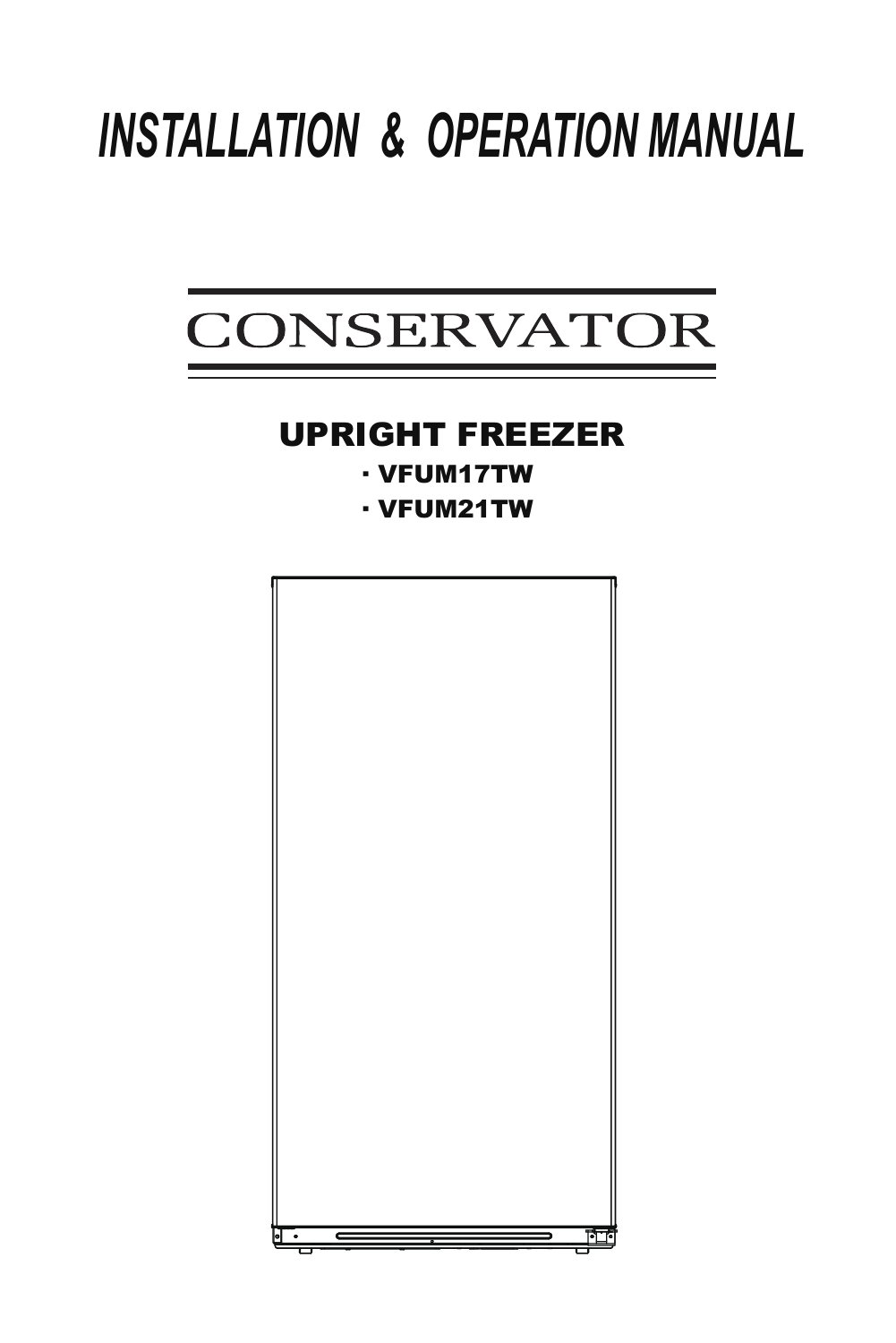# INSTALLATION & OPERATION MANUAL

## CONSERVATOR

### UPRIGHT FREEZER

- VFUM17TW
- VFUM21TW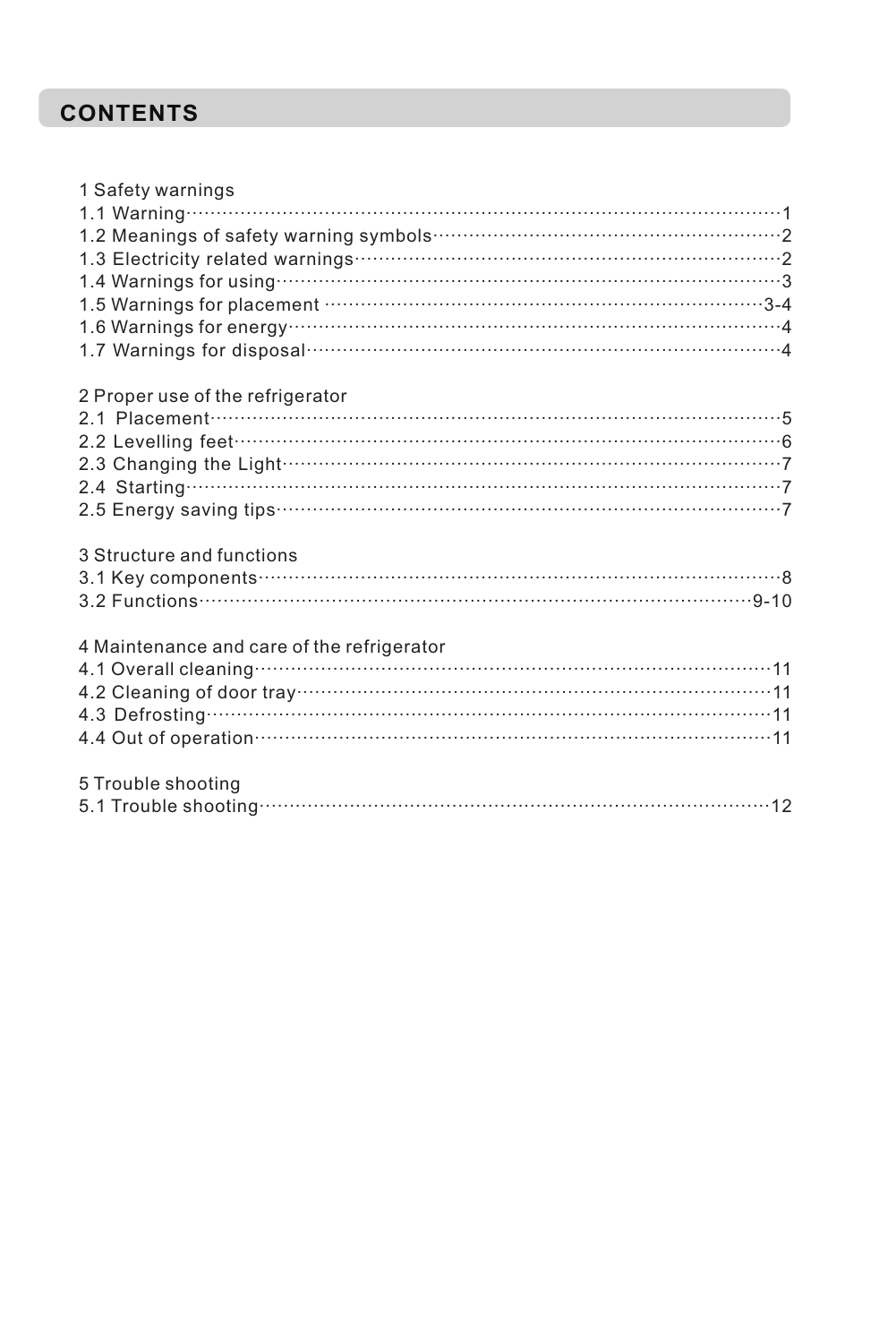# CONTENTS

1 Safety warnings
1.1 Warning ..... 1
1.2 Meanings of safety warning symbols ..... 2
1.3 Electricity related warnings ..... 2
1.4 Warnings for using ..... 3
1.5 Warnings for placement ..... 3-4
1.6 Warnings for energy ..... 4
1.7 Warnings for disposal ..... 4

2 Proper use of the refrigerator
2.1 Placement ..... 5
2.2 Levelling feet ..... 6
2.3 Changing the Light ..... 7
2.4 Starting ..... 7
2.5 Energy saving tips ..... 7

3 Structure and functions
3.1 Key components ..... 8
3.2 Functions ..... 9-10

4 Maintenance and care of the refrigerator
4.1 Overall cleaning ..... 11
4.2 Cleaning of door tray ..... 11
4.3 Defrosting ..... 11
4.4 Out of operation ..... 11

5 Trouble shooting
5.1 Trouble shooting ..... 12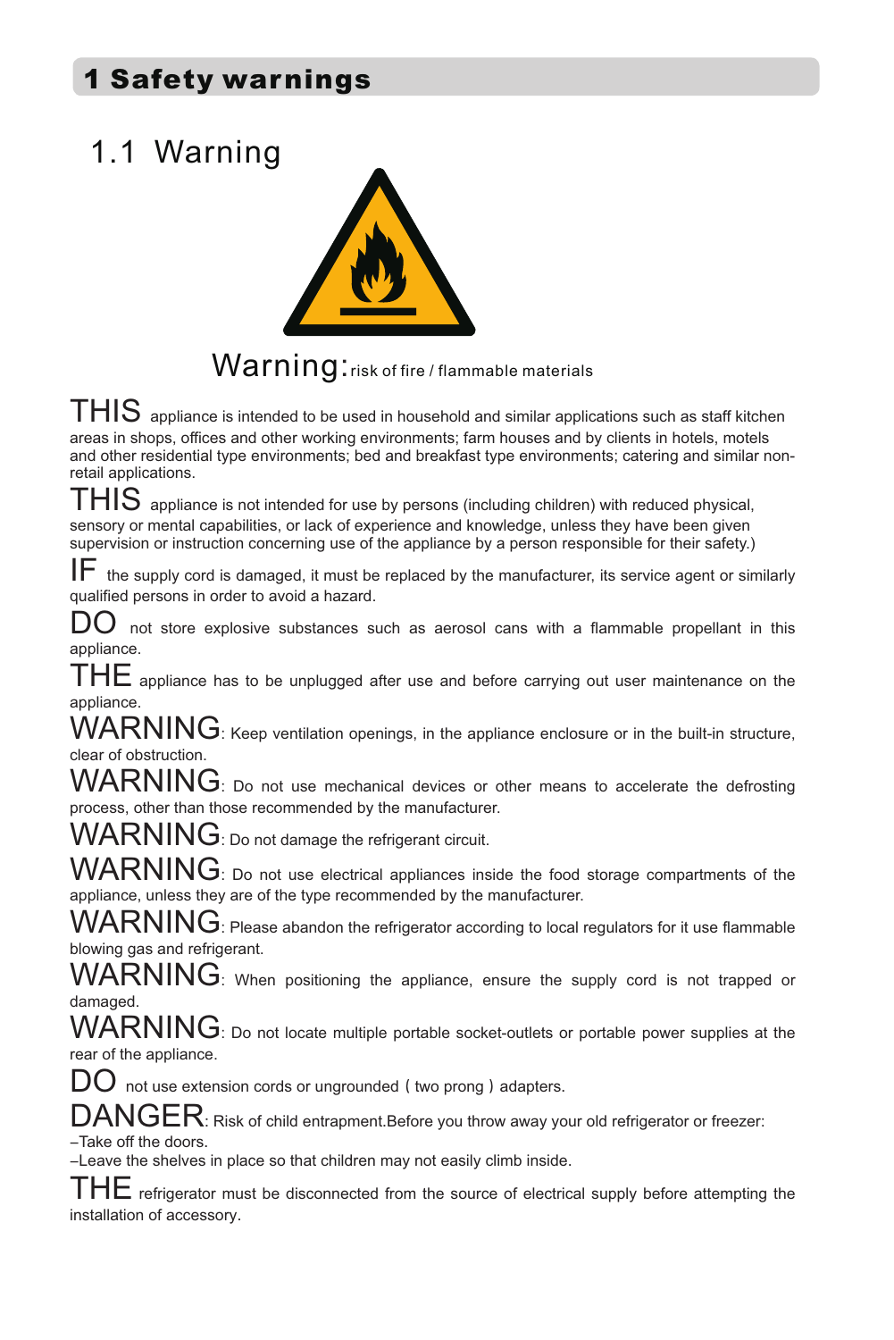# 1 Safety warnings

## 1.1 Warning

Warning: risk of fire / flammable materials

THIS appliance is intended to be used in household and similar applications such as staff kitchen areas in shops, offices and other working environments; farm houses and by clients in hotels, motels and other residential type environments; bed and breakfast type environments; catering and similar non-retail applications.

THIS appliance is not intended for use by persons (including children) with reduced physical, sensory or mental capabilities, or lack of experience and knowledge, unless they have been given supervision or instruction concerning use of the appliance by a person responsible for their safety.)

IF the supply cord is damaged, it must be replaced by the manufacturer, its service agent or similarly qualified persons in order to avoid a hazard.

DO not store explosive substances such as aerosol cans with a flammable propellant in this appliance.

THE appliance has to be unplugged after use and before carrying out user maintenance on the appliance.

WARNING: Keep ventilation openings, in the appliance enclosure or in the built-in structure, clear of obstruction.

WARNING: Do not use mechanical devices or other means to accelerate the defrosting process, other than those recommended by the manufacturer.

WARNING: Do not damage the refrigerant circuit.

WARNING: Do not use electrical appliances inside the food storage compartments of the appliance, unless they are of the type recommended by the manufacturer.

WARNING: Please abandon the refrigerator according to local regulators for it use flammable blowing gas and refrigerant.

WARNING: When positioning the appliance, ensure the supply cord is not trapped or damaged.

WARNING: Do not locate multiple portable socket-outlets or portable power supplies at the rear of the appliance.

DO not use extension cords or ungrounded ( two prong ) adapters.

DANGER: Risk of child entrapment.Before you throw away your old refrigerator or freezer:
–Take off the doors.
–Leave the shelves in place so that children may not easily climb inside.

THE refrigerator must be disconnected from the source of electrical supply before attempting the installation of accessory.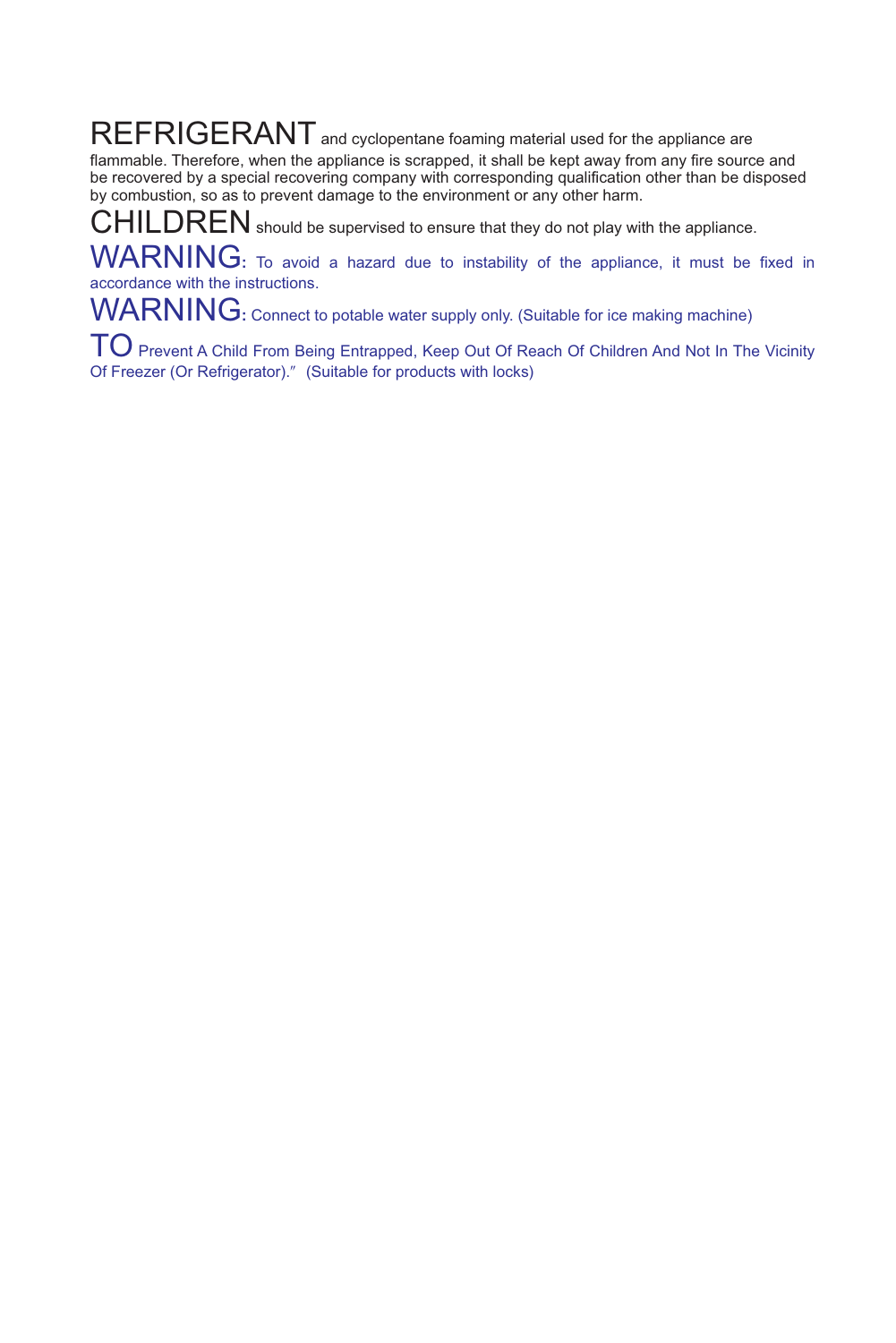REFRIGERANT and cyclopentane foaming material used for the appliance are flammable. Therefore, when the appliance is scrapped, it shall be kept away from any fire source and be recovered by a special recovering company with corresponding qualification other than be disposed by combustion, so as to prevent damage to the environment or any other harm.

CHILDREN should be supervised to ensure that they do not play with the appliance.

WARNING: To avoid a hazard due to instability of the appliance, it must be fixed in accordance with the instructions.

WARNING: Connect to potable water supply only. (Suitable for ice making machine)

TO Prevent A Child From Being Entrapped, Keep Out Of Reach Of Children And Not In The Vicinity Of Freezer (Or Refrigerator)." (Suitable for products with locks)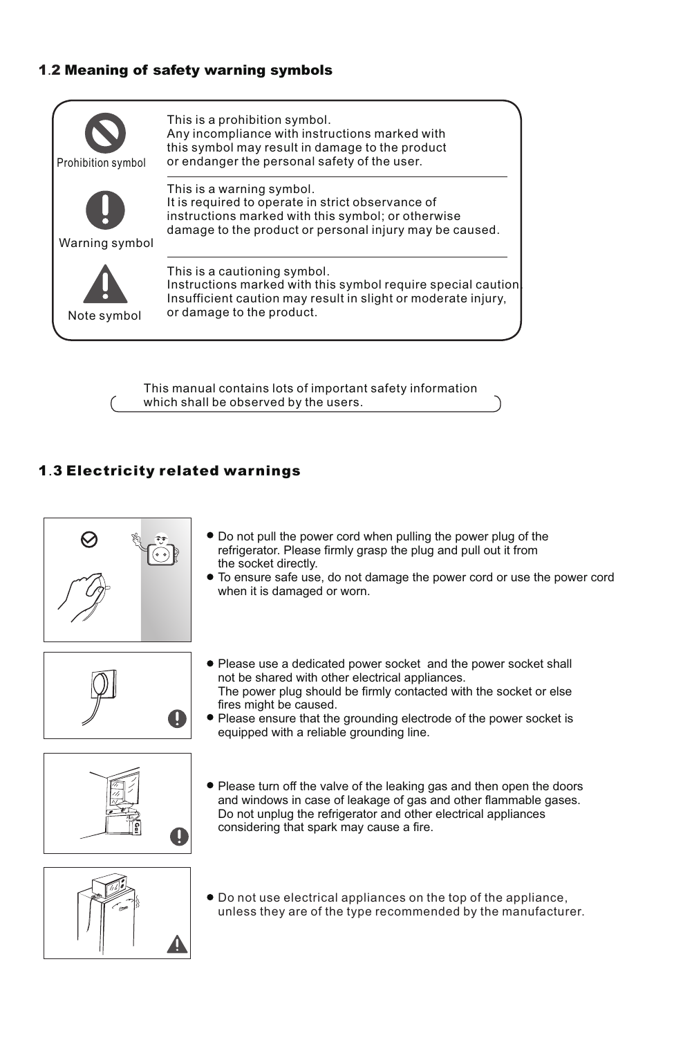## 1.2 Meaning of safety warning symbols

| Symbol | Meaning |
| --- | --- |
| Prohibition symbol | This is a prohibition symbol. Any incompliance with instructions marked with this symbol may result in damage to the product or endanger the personal safety of the user. |
| Warning symbol | This is a warning symbol. It is required to operate in strict observance of instructions marked with this symbol; or otherwise damage to the product or personal injury may be caused. |
| Note symbol | This is a cautioning symbol. Instructions marked with this symbol require special caution. Insufficient caution may result in slight or moderate injury, or damage to the product. |

This manual contains lots of important safety information which shall be observed by the users.

## 1.3 Electricity related warnings

- Do not pull the power cord when pulling the power plug of the refrigerator. Please firmly grasp the plug and pull out it from the socket directly.
- To ensure safe use, do not damage the power cord or use the power cord when it is damaged or worn.

- Please use a dedicated power socket and the power socket shall not be shared with other electrical appliances. The power plug should be firmly contacted with the socket or else fires might be caused.
- Please ensure that the grounding electrode of the power socket is equipped with a reliable grounding line.

- Please turn off the valve of the leaking gas and then open the doors and windows in case of leakage of gas and other flammable gases. Do not unplug the refrigerator and other electrical appliances considering that spark may cause a fire.

- Do not use electrical appliances on the top of the appliance, unless they are of the type recommended by the manufacturer.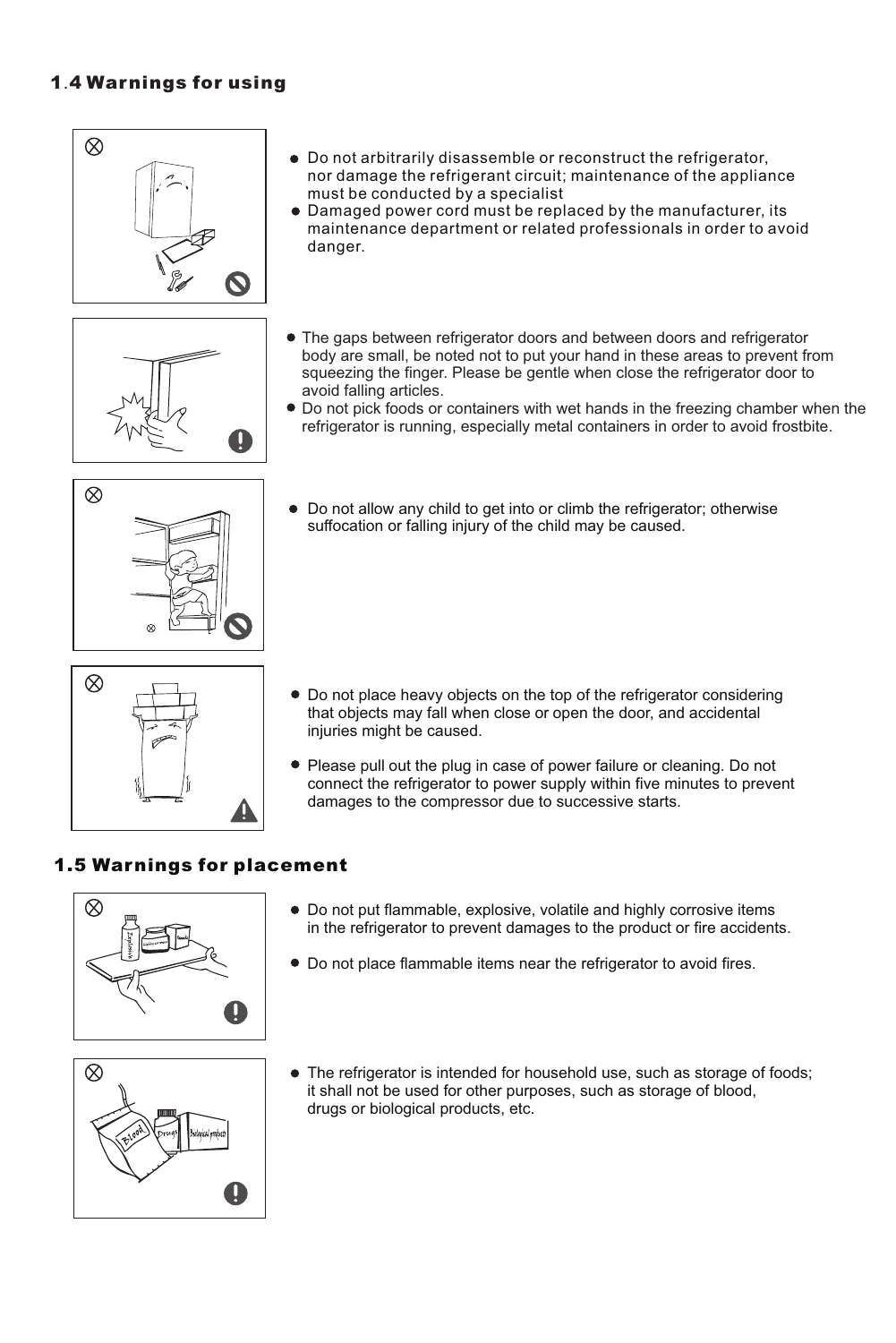## 1.4 Warnings for using

- Do not arbitrarily disassemble or reconstruct the refrigerator, nor damage the refrigerant circuit; maintenance of the appliance must be conducted by a specialist
- Damaged power cord must be replaced by the manufacturer, its maintenance department or related professionals in order to avoid danger.

- The gaps between refrigerator doors and between doors and refrigerator body are small, be noted not to put your hand in these areas to prevent from squeezing the finger. Please be gentle when close the refrigerator door to avoid falling articles.
- Do not pick foods or containers with wet hands in the freezing chamber when the refrigerator is running, especially metal containers in order to avoid frostbite.

- Do not allow any child to get into or climb the refrigerator; otherwise suffocation or falling injury of the child may be caused.

- Do not place heavy objects on the top of the refrigerator considering that objects may fall when close or open the door, and accidental injuries might be caused.

- Please pull out the plug in case of power failure or cleaning. Do not connect the refrigerator to power supply within five minutes to prevent damages to the compressor due to successive starts.

## 1.5 Warnings for placement

- Do not put flammable, explosive, volatile and highly corrosive items in the refrigerator to prevent damages to the product or fire accidents.

- Do not place flammable items near the refrigerator to avoid fires.

- The refrigerator is intended for household use, such as storage of foods; it shall not be used for other purposes, such as storage of blood, drugs or biological products, etc.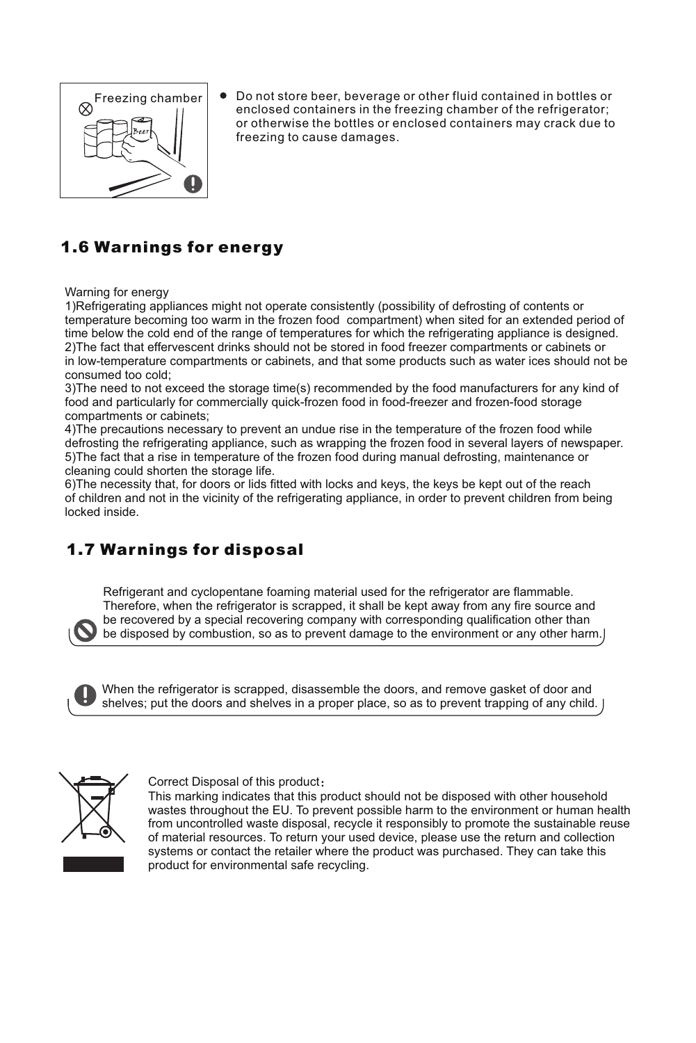Freezing chamber

- Do not store beer, beverage or other fluid contained in bottles or enclosed containers in the freezing chamber of the refrigerator; or otherwise the bottles or enclosed containers may crack due to freezing to cause damages.

## 1.6 Warnings for energy

Warning for energy

1)Refrigerating appliances might not operate consistently (possibility of defrosting of contents or temperature becoming too warm in the frozen food compartment) when sited for an extended period of time below the cold end of the range of temperatures for which the refrigerating appliance is designed.

2)The fact that effervescent drinks should not be stored in food freezer compartments or cabinets or in low-temperature compartments or cabinets, and that some products such as water ices should not be consumed too cold;

3)The need to not exceed the storage time(s) recommended by the food manufacturers for any kind of food and particularly for commercially quick-frozen food in food-freezer and frozen-food storage compartments or cabinets;

4)The precautions necessary to prevent an undue rise in the temperature of the frozen food while defrosting the refrigerating appliance, such as wrapping the frozen food in several layers of newspaper.

5)The fact that a rise in temperature of the frozen food during manual defrosting, maintenance or cleaning could shorten the storage life.

6)The necessity that, for doors or lids fitted with locks and keys, the keys be kept out of the reach of children and not in the vicinity of the refrigerating appliance, in order to prevent children from being locked inside.

## 1.7 Warnings for disposal

Refrigerant and cyclopentane foaming material used for the refrigerator are flammable. Therefore, when the refrigerator is scrapped, it shall be kept away from any fire source and be recovered by a special recovering company with corresponding qualification other than be disposed by combustion, so as to prevent damage to the environment or any other harm.

When the refrigerator is scrapped, disassemble the doors, and remove gasket of door and shelves; put the doors and shelves in a proper place, so as to prevent trapping of any child.

Correct Disposal of this product：

This marking indicates that this product should not be disposed with other household wastes throughout the EU. To prevent possible harm to the environment or human health from uncontrolled waste disposal, recycle it responsibly to promote the sustainable reuse of material resources. To return your used device, please use the return and collection systems or contact the retailer where the product was purchased. They can take this product for environmental safe recycling.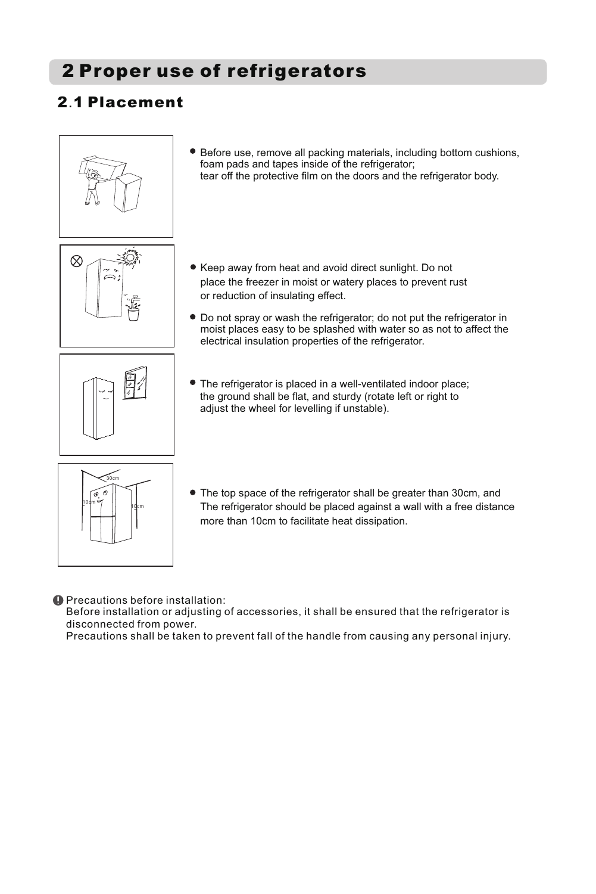# 2 Proper use of refrigerators

## 2.1 Placement

- Before use, remove all packing materials, including bottom cushions, foam pads and tapes inside of the refrigerator;
  tear off the protective film on the doors and the refrigerator body.

- Keep away from heat and avoid direct sunlight. Do not place the freezer in moist or watery places to prevent rust or reduction of insulating effect.

- Do not spray or wash the refrigerator; do not put the refrigerator in moist places easy to be splashed with water so as not to affect the electrical insulation properties of the refrigerator.

- The refrigerator is placed in a well-ventilated indoor place; the ground shall be flat, and sturdy (rotate left or right to adjust the wheel for levelling if unstable).

- The top space of the refrigerator shall be greater than 30cm, and The refrigerator should be placed against a wall with a free distance more than 10cm to facilitate heat dissipation.

Precautions before installation:
Before installation or adjusting of accessories, it shall be ensured that the refrigerator is disconnected from power.
Precautions shall be taken to prevent fall of the handle from causing any personal injury.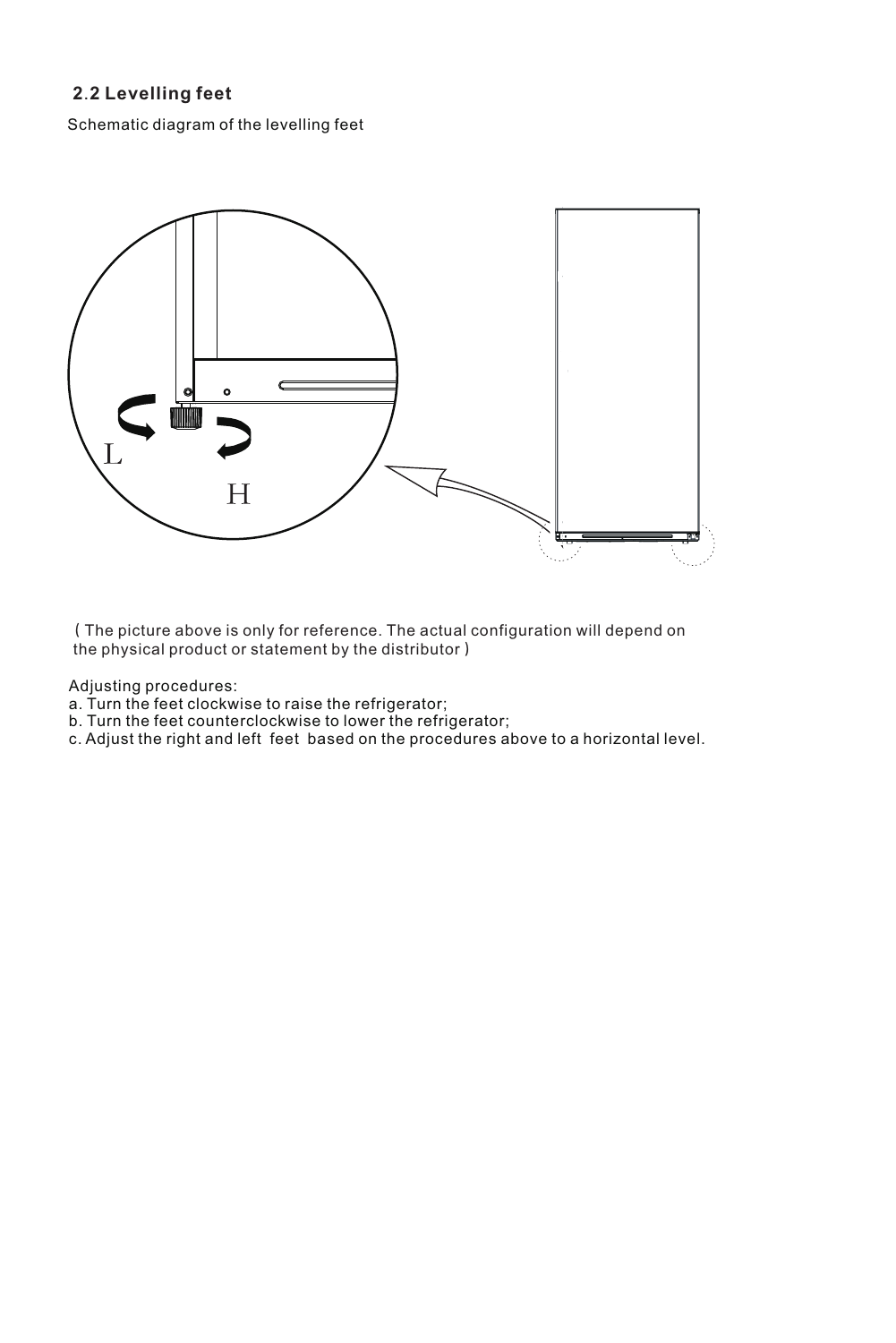## 2.2 Levelling feet

Schematic diagram of the levelling feet

L

H

( The picture above is only for reference. The actual configuration will depend on the physical product or statement by the distributor )

Adjusting procedures:

a. Turn the feet clockwise to raise the refrigerator;
b. Turn the feet counterclockwise to lower the refrigerator;
c. Adjust the right and left feet based on the procedures above to a horizontal level.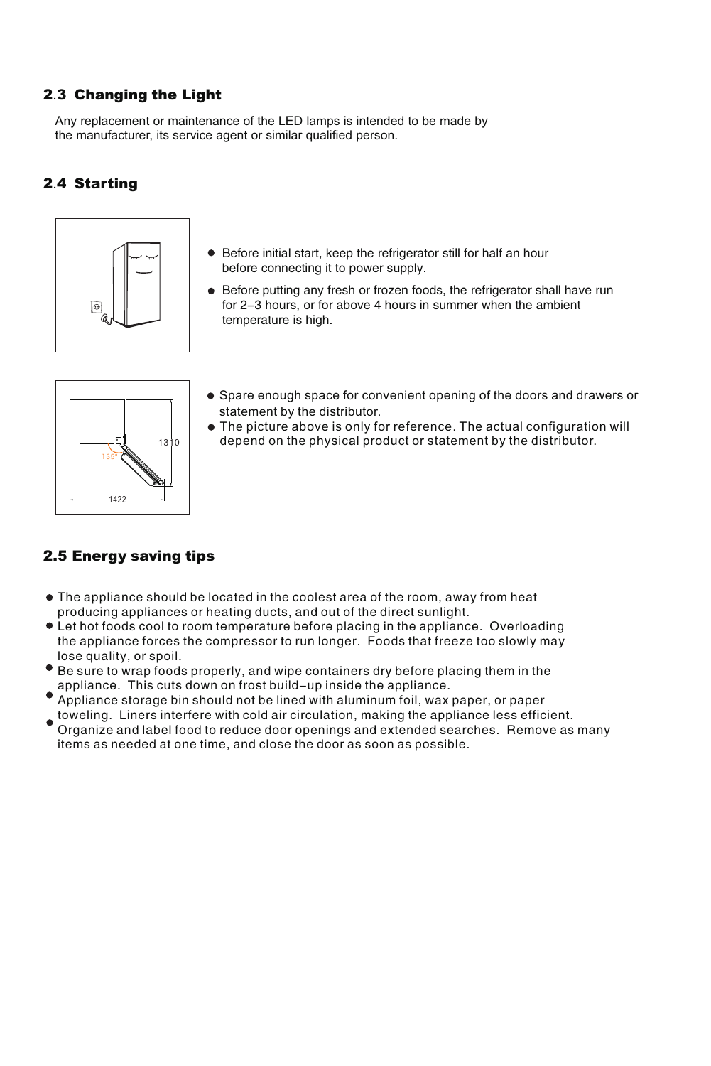## 2.3 Changing the Light

Any replacement or maintenance of the LED lamps is intended to be made by the manufacturer, its service agent or similar qualified person.

## 2.4 Starting

- Before initial start, keep the refrigerator still for half an hour before connecting it to power supply.
- Before putting any fresh or frozen foods, the refrigerator shall have run for 2–3 hours, or for above 4 hours in summer when the ambient temperature is high.

135°

1310

1422

- Spare enough space for convenient opening of the doors and drawers or statement by the distributor.
- The picture above is only for reference. The actual configuration will depend on the physical product or statement by the distributor.

## 2.5 Energy saving tips

- The appliance should be located in the coolest area of the room, away from heat producing appliances or heating ducts, and out of the direct sunlight.
- Let hot foods cool to room temperature before placing in the appliance. Overloading the appliance forces the compressor to run longer. Foods that freeze too slowly may lose quality, or spoil.
- Be sure to wrap foods properly, and wipe containers dry before placing them in the appliance. This cuts down on frost build–up inside the appliance.
- Appliance storage bin should not be lined with aluminum foil, wax paper, or paper toweling. Liners interfere with cold air circulation, making the appliance less efficient.
- Organize and label food to reduce door openings and extended searches. Remove as many items as needed at one time, and close the door as soon as possible.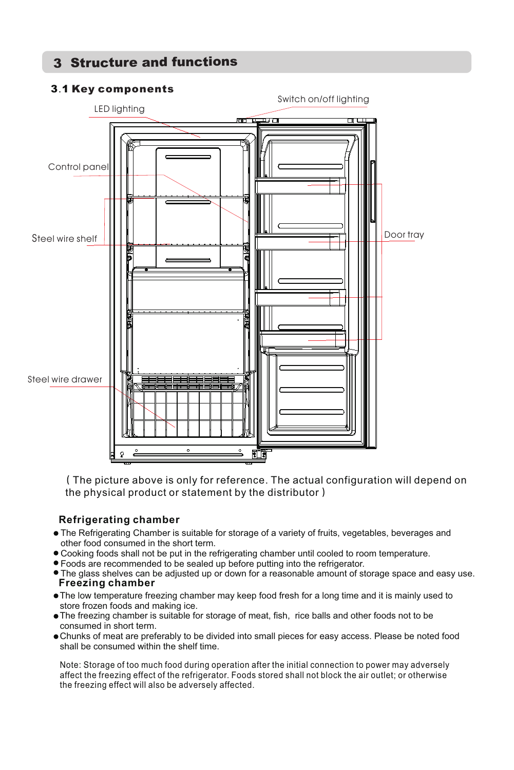## 3 Structure and functions

### 3.1 Key components

LED lighting

Switch on/off lighting

Control panel

Steel wire shelf

Door tray

Steel wire drawer

( The picture above is only for reference. The actual configuration will depend on the physical product or statement by the distributor )

**Refrigerating chamber**

- The Refrigerating Chamber is suitable for storage of a variety of fruits, vegetables, beverages and other food consumed in the short term.
- Cooking foods shall not be put in the refrigerating chamber until cooled to room temperature.
- Foods are recommended to be sealed up before putting into the refrigerator.
- The glass shelves can be adjusted up or down for a reasonable amount of storage space and easy use.

**Freezing chamber**

- The low temperature freezing chamber may keep food fresh for a long time and it is mainly used to store frozen foods and making ice.
- The freezing chamber is suitable for storage of meat, fish, rice balls and other foods not to be consumed in short term.
- Chunks of meat are preferably to be divided into small pieces for easy access. Please be noted food shall be consumed within the shelf time.

Note: Storage of too much food during operation after the initial connection to power may adversely affect the freezing effect of the refrigerator. Foods stored shall not block the air outlet; or otherwise the freezing effect will also be adversely affected.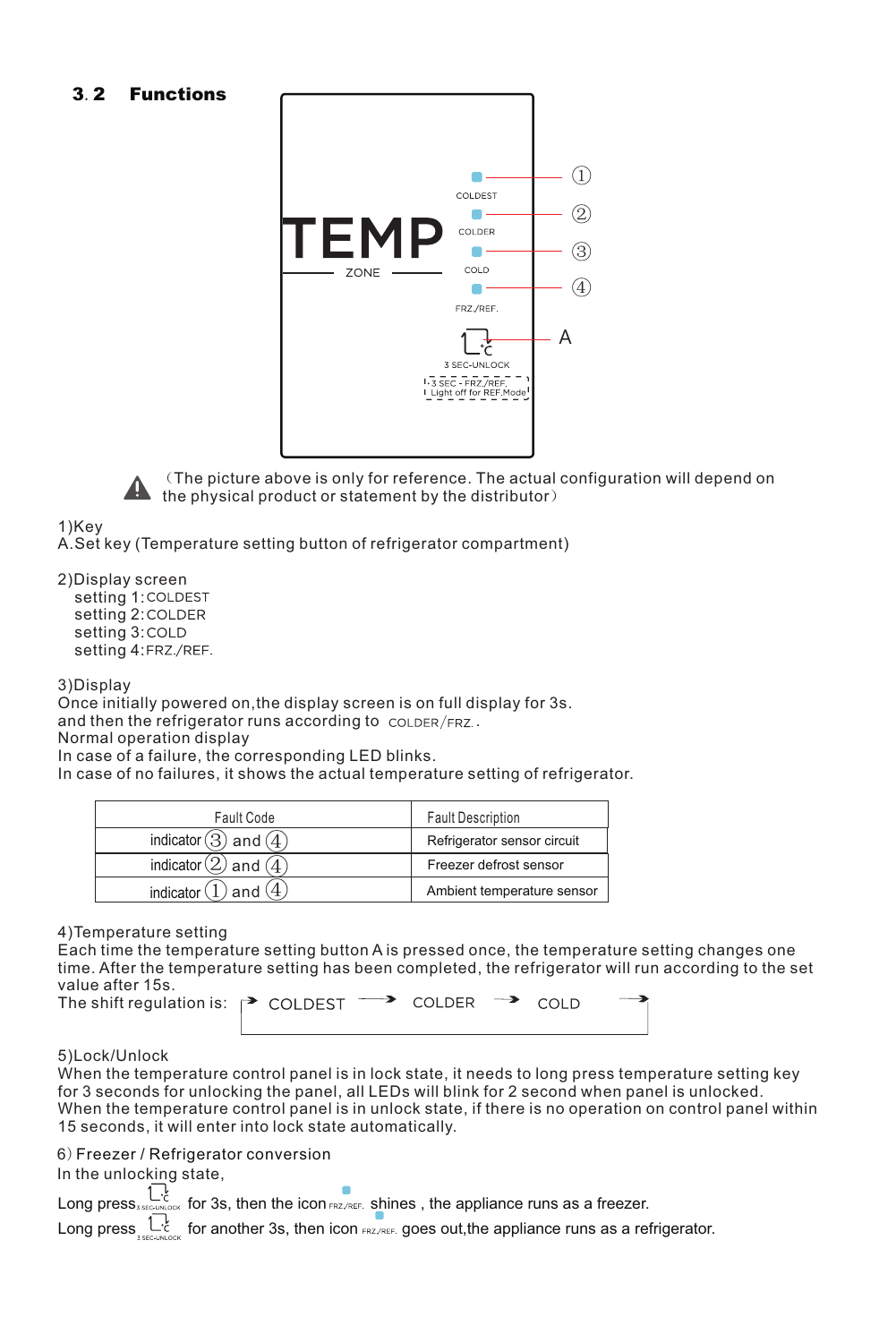## 3.2 Functions

TEMP
ZONE

COLDEST ①
COLDER ②
COLD ③
FRZ./REF. ④

A
3 SEC-UNLOCK
3 SEC - FRZ./REF.
Light off for REF.Mode

（The picture above is only for reference. The actual configuration will depend on the physical product or statement by the distributor）

1)Key
A.Set key (Temperature setting button of refrigerator compartment)

2)Display screen
setting 1:COLDEST
setting 2:COLDER
setting 3:COLD
setting 4:FRZ./REF.

3)Display
Once initially powered on,the display screen is on full display for 3s.
and then the refrigerator runs according to COLDER/FRZ..
Normal operation display
In case of a failure, the corresponding LED blinks.
In case of no failures, it shows the actual temperature setting of refrigerator.

| Fault Code | Fault Description |
|---|---|
| indicator ③ and ④ | Refrigerator sensor circuit |
| indicator ② and ④ | Freezer defrost sensor |
| indicator ① and ④ | Ambient temperature sensor |

4)Temperature setting
Each time the temperature setting button A is pressed once, the temperature setting changes one time. After the temperature setting has been completed, the refrigerator will run according to the set value after 15s.
The shift regulation is: → COLDEST → COLDER → COLD →

5)Lock/Unlock
When the temperature control panel is in lock state, it needs to long press temperature setting key for 3 seconds for unlocking the panel, all LEDs will blink for 2 second when panel is unlocked.
When the temperature control panel is in unlock state, if there is no operation on control panel within 15 seconds, it will enter into lock state automatically.

6) Freezer / Refrigerator conversion
In the unlocking state,

Long press (3 SEC-UNLOCK) for 3s, then the icon FRZ./REF. shines , the appliance runs as a freezer.
Long press (3 SEC-UNLOCK) for another 3s, then icon FRZ./REF. goes out,the appliance runs as a refrigerator.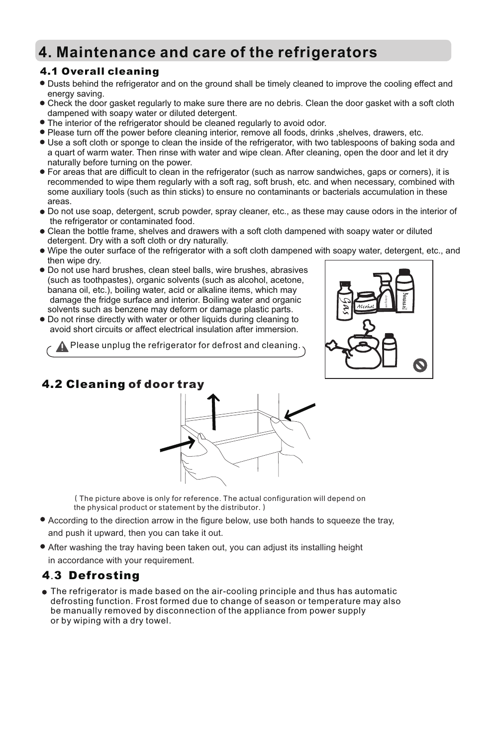# 4. Maintenance and care of the refrigerators

## 4.1 Overall cleaning

- Dusts behind the refrigerator and on the ground shall be timely cleaned to improve the cooling effect and energy saving.
- Check the door gasket regularly to make sure there are no debris. Clean the door gasket with a soft cloth dampened with soapy water or diluted detergent.
- The interior of the refrigerator should be cleaned regularly to avoid odor.
- Please turn off the power before cleaning interior, remove all foods, drinks ,shelves, drawers, etc.
- Use a soft cloth or sponge to clean the inside of the refrigerator, with two tablespoons of baking soda and a quart of warm water. Then rinse with water and wipe clean. After cleaning, open the door and let it dry naturally before turning on the power.
- For areas that are difficult to clean in the refrigerator (such as narrow sandwiches, gaps or corners), it is recommended to wipe them regularly with a soft rag, soft brush, etc. and when necessary, combined with some auxiliary tools (such as thin sticks) to ensure no contaminants or bacterials accumulation in these areas.
- Do not use soap, detergent, scrub powder, spray cleaner, etc., as these may cause odors in the interior of the refrigerator or contaminated food.
- Clean the bottle frame, shelves and drawers with a soft cloth dampened with soapy water or diluted detergent. Dry with a soft cloth or dry naturally.
- Wipe the outer surface of the refrigerator with a soft cloth dampened with soapy water, detergent, etc., and then wipe dry.
- Do not use hard brushes, clean steel balls, wire brushes, abrasives (such as toothpastes), organic solvents (such as alcohol, acetone, banana oil, etc.), boiling water, acid or alkaline items, which may damage the fridge surface and interior. Boiling water and organic solvents such as benzene may deform or damage plastic parts.
- Do not rinse directly with water or other liquids during cleaning to avoid short circuits or affect electrical insulation after immersion.

⚠ Please unplug the refrigerator for defrost and cleaning.

## 4.2 Cleaning of door tray

( The picture above is only for reference. The actual configuration will depend on the physical product or statement by the distributor. )

- According to the direction arrow in the figure below, use both hands to squeeze the tray, and push it upward, then you can take it out.
- After washing the tray having been taken out, you can adjust its installing height in accordance with your requirement.

## 4.3 Defrosting

- The refrigerator is made based on the air-cooling principle and thus has automatic defrosting function. Frost formed due to change of season or temperature may also be manually removed by disconnection of the appliance from power supply or by wiping with a dry towel.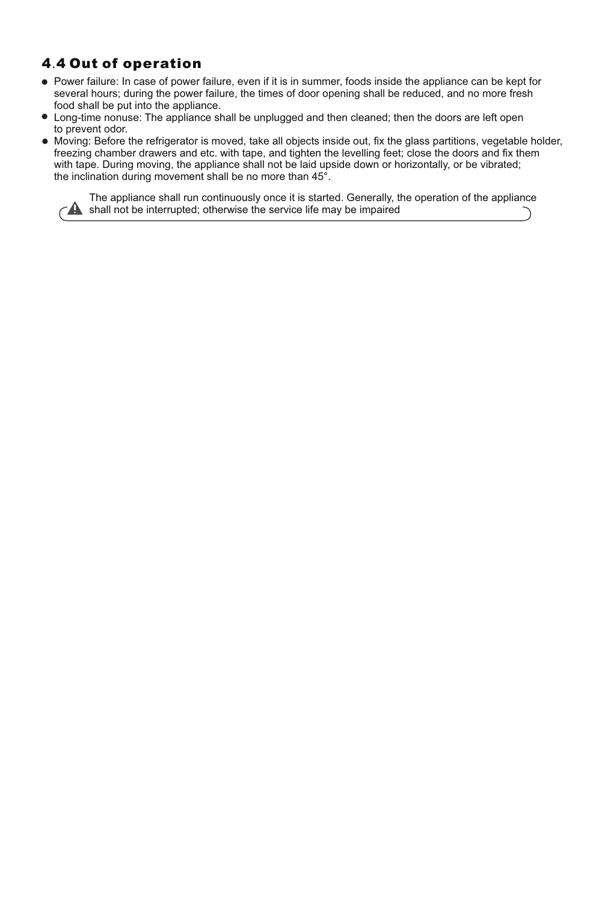## 4.4 Out of operation

- Power failure: In case of power failure, even if it is in summer, foods inside the appliance can be kept for several hours; during the power failure, the times of door opening shall be reduced, and no more fresh food shall be put into the appliance.
- Long-time nonuse: The appliance shall be unplugged and then cleaned; then the doors are left open to prevent odor.
- Moving: Before the refrigerator is moved, take all objects inside out, fix the glass partitions, vegetable holder, freezing chamber drawers and etc. with tape, and tighten the levelling feet; close the doors and fix them with tape. During moving, the appliance shall not be laid upside down or horizontally, or be vibrated; the inclination during movement shall be no more than 45°.

⚠ The appliance shall run continuously once it is started. Generally, the operation of the appliance shall not be interrupted; otherwise the service life may be impaired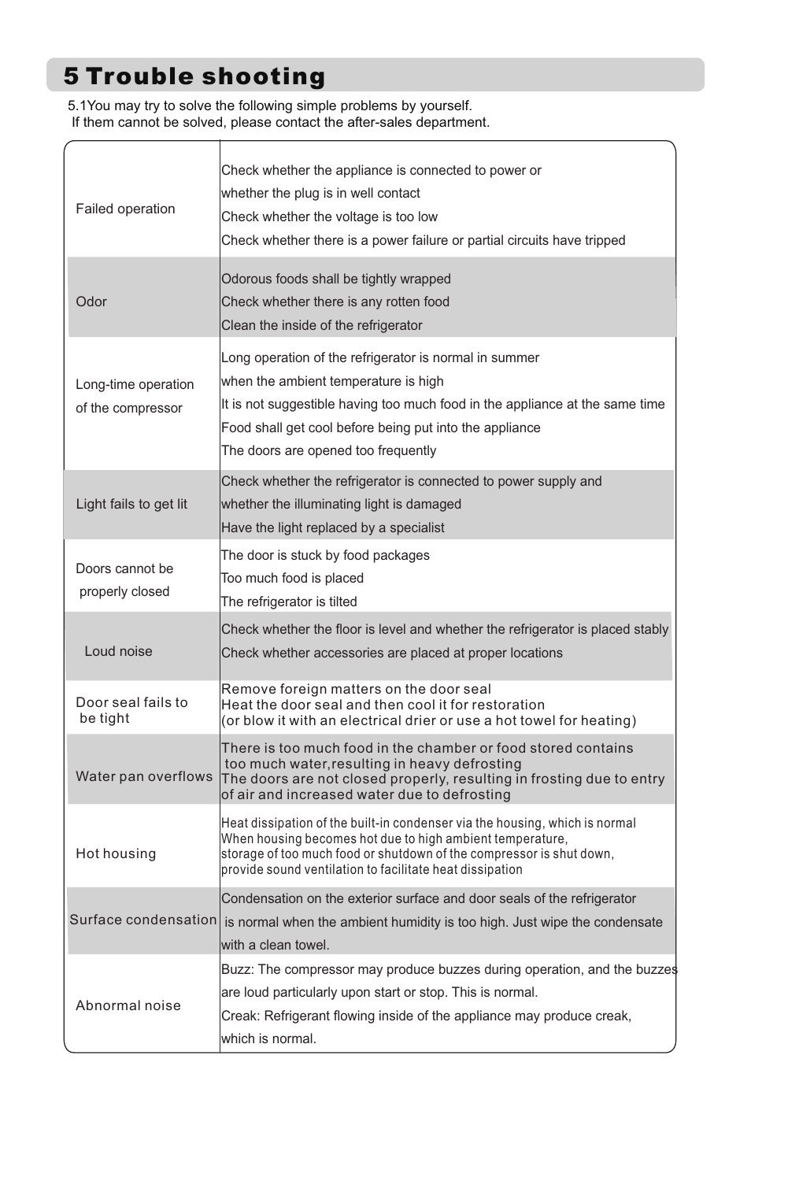# 5 Trouble shooting

5.1You may try to solve the following simple problems by yourself.
If them cannot be solved, please contact the after-sales department.

| | |
|---|---|
| Failed operation | Check whether the appliance is connected to power or whether the plug is in well contact<br>Check whether the voltage is too low<br>Check whether there is a power failure or partial circuits have tripped |
| Odor | Odorous foods shall be tightly wrapped<br>Check whether there is any rotten food<br>Clean the inside of the refrigerator |
| Long-time operation of the compressor | Long operation of the refrigerator is normal in summer when the ambient temperature is high<br>It is not suggestible having too much food in the appliance at the same time<br>Food shall get cool before being put into the appliance<br>The doors are opened too frequently |
| Light fails to get lit | Check whether the refrigerator is connected to power supply and whether the illuminating light is damaged<br>Have the light replaced by a specialist |
| Doors cannot be properly closed | The door is stuck by food packages<br>Too much food is placed<br>The refrigerator is tilted |
| Loud noise | Check whether the floor is level and whether the refrigerator is placed stably<br>Check whether accessories are placed at proper locations |
| Door seal fails to be tight | Remove foreign matters on the door seal<br>Heat the door seal and then cool it for restoration<br>(or blow it with an electrical drier or use a hot towel for heating) |
| Water pan overflows | There is too much food in the chamber or food stored contains too much water,resulting in heavy defrosting<br>The doors are not closed properly, resulting in frosting due to entry of air and increased water due to defrosting |
| Hot housing | Heat dissipation of the built-in condenser via the housing, which is normal<br>When housing becomes hot due to high ambient temperature, storage of too much food or shutdown of the compressor is shut down, provide sound ventilation to facilitate heat dissipation |
| Surface condensation | Condensation on the exterior surface and door seals of the refrigerator is normal when the ambient humidity is too high. Just wipe the condensate with a clean towel. |
| Abnormal noise | Buzz: The compressor may produce buzzes during operation, and the buzzes are loud particularly upon start or stop. This is normal.<br>Creak: Refrigerant flowing inside of the appliance may produce creak, which is normal. |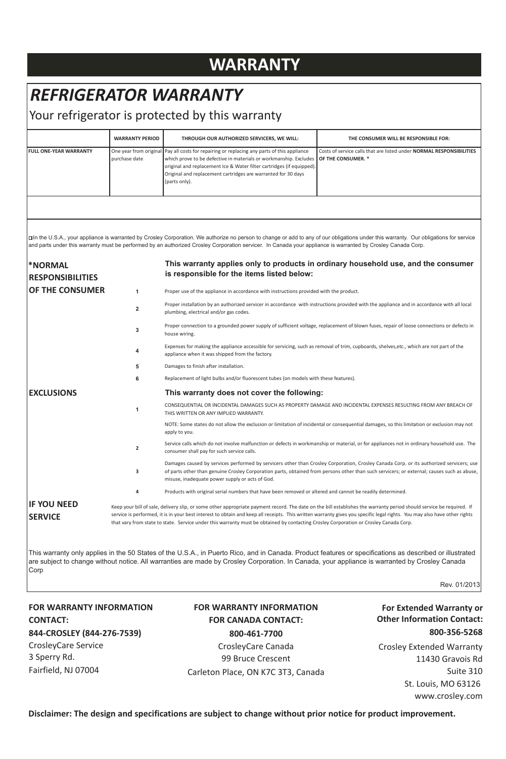# WARRANTY

## *REFRIGERATOR WARRANTY*

Your refrigerator is protected by this warranty

| | WARRANTY PERIOD | THROUGH OUR AUTHORIZED SERVICERS, WE WILL: | THE CONSUMER WILL BE RESPONSIBLE FOR: |
|---|---|---|---|
| FULL ONE-YEAR WARRANTY | One year from original purchase date | Pay all costs for repairing or replacing any parts of this appliance which prove to be defective in materials or workmanship. Excludes original and replacement Ice & Water filter cartridges (if equipped). Original and replacement cartridges are warranted for 30 days (parts only). | Costs of service calls that are listed under **NORMAL RESPONSIBILITIES OF THE CONSUMER. *** |

In the U.S.A., your appliance is warranted by Crosley Corporation. We authorize no person to change or add to any of our obligations under this warranty. Our obligations for service and parts under this warranty must be performed by an authorized Crosley Corporation servicer. In Canada your appliance is warranted by Crosley Canada Corp.

### *NORMAL RESPONSIBILITIES OF THE CONSUMER

**This warranty applies only to products in ordinary household use, and the consumer is responsible for the items listed below:**

1. Proper use of the appliance in accordance with instructions provided with the product.
2. Proper installation by an authorized servicer in accordance with instructions provided with the appliance and in accordance with all local plumbing, electrical and/or gas codes.
3. Proper connection to a grounded power supply of sufficient voltage, replacement of blown fuses, repair of loose connections or defects in house wiring.
4. Expenses for making the appliance accessible for servicing, such as removal of trim, cupboards, shelves,etc., which are not part of the appliance when it was shipped from the factory.
5. Damages to finish after installation.
6. Replacement of light bulbs and/or fluorescent tubes (on models with these features).

### EXCLUSIONS

**This warranty does not cover the following:**

1. CONSEQUENTIAL OR INCIDENTAL DAMAGES SUCH AS PROPERTY DAMAGE AND INCIDENTAL EXPENSES RESULTING FROM ANY BREACH OF THIS WRITTEN OR ANY IMPLIED WARRANTY.

   NOTE: Some states do not allow the exclusion or limitation of incidental or consequential damages, so this limitation or exclusion may not apply to you.
2. Service calls which do not involve malfunction or defects in workmanship or material, or for appliances not in ordinary household use. The consumer shall pay for such service calls.
3. Damages caused by services performed by servicers other than Crosley Corporation, Crosley Canada Corp. or its authorized servicers; use of parts other than genuine Crosley Corporation parts, obtained from persons other than such servicers; or external; causes such as abuse, misuse, inadequate power supply or acts of God.
4. Products with original serial numbers that have been removed or altered and cannot be readily determined.

### IF YOU NEED SERVICE

Keep your bill of sale, delivery slip, or some other appropriate payment record. The date on the bill establishes the warranty period should service be required. If service is performed, it is in your best interest to obtain and keep all receipts. This written warranty gives you specific legal rights. You may also have other rights that vary from state to state. Service under this warranty must be obtained by contacting Crosley Corporation or Crosley Canada Corp.

This warranty only applies in the 50 States of the U.S.A., in Puerto Rico, and in Canada. Product features or specifications as described or illustrated are subject to change without notice. All warranties are made by Crosley Corporation. In Canada, your appliance is warranted by Crosley Canada Corp

Rev. 01/2013

**FOR WARRANTY INFORMATION CONTACT:**
**844-CROSLEY (844-276-7539)**
CrosleyCare Service
3 Sperry Rd.
Fairfield, NJ 07004

**FOR WARRANTY INFORMATION FOR CANADA CONTACT:**
**800-461-7700**
CrosleyCare Canada
99 Bruce Crescent
Carleton Place, ON K7C 3T3, Canada

**For Extended Warranty or Other Information Contact:**
**800-356-5268**
Crosley Extended Warranty
11430 Gravois Rd
Suite 310
St. Louis, MO 63126
www.crosley.com

**Disclaimer: The design and specifications are subject to change without prior notice for product improvement.**